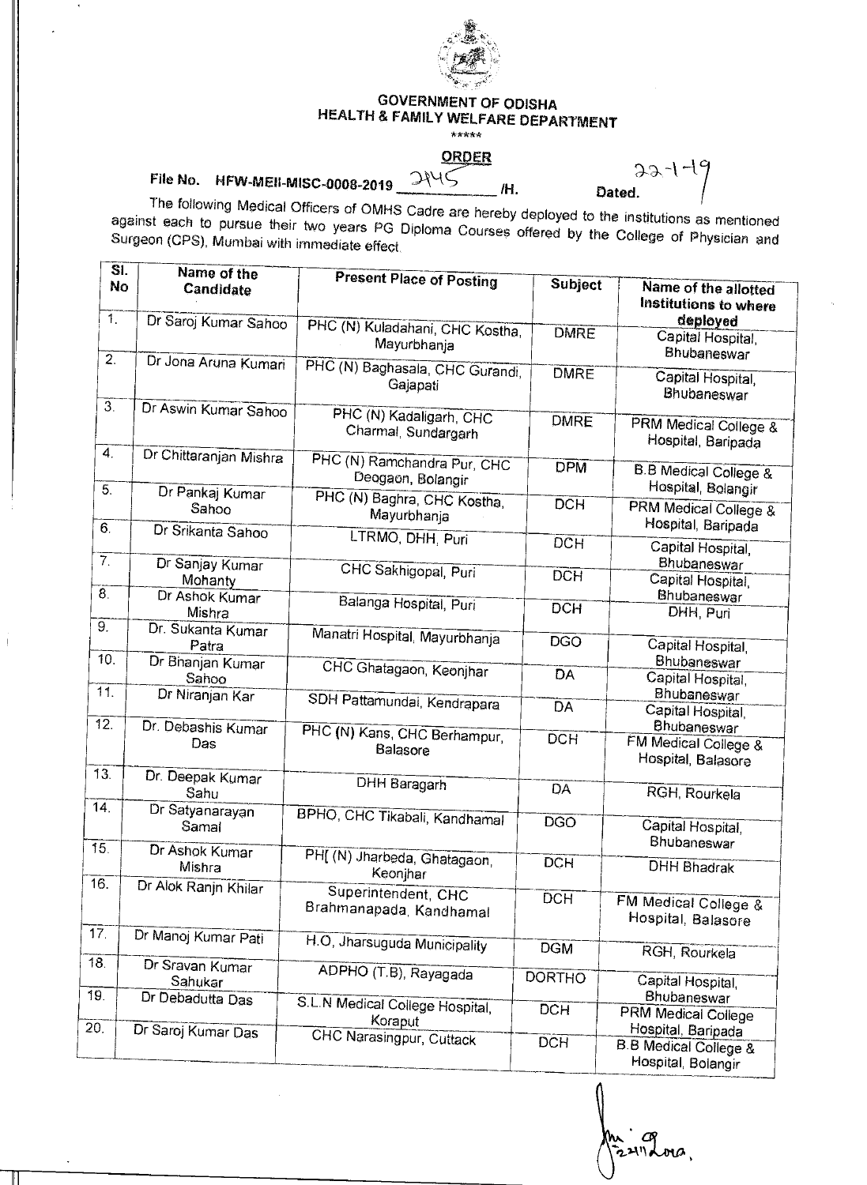# GOVERNMENT OF ODISHA
## HEALTH & FAMILY WELFARE DEPARTMENT

\*\*\*\*\*

### ORDER

File No. HFW-MEII-MISC-0008-2019 2445 /H. Dated. 22-1-19

The following Medical Officers of OMHS Cadre are hereby deployed to the institutions as mentioned against each to pursue their two years PG Diploma Courses offered by the College of Physician and Surgeon (CPS), Mumbai with immediate effect.

| Sl. No | Name of the Candidate | Present Place of Posting | Subject | Name of the allotted Institutions to where deployed |
|---|---|---|---|---|
| 1. | Dr Saroj Kumar Sahoo | PHC (N) Kuladahani, CHC Kostha, Mayurbhanja | DMRE | Capital Hospital, Bhubaneswar |
| 2. | Dr Jona Aruna Kumari | PHC (N) Baghasala, CHC Gurandi, Gajapati | DMRE | Capital Hospital, Bhubaneswar |
| 3. | Dr Aswin Kumar Sahoo | PHC (N) Kadaligarh, CHC Charmal, Sundargarh | DMRE | PRM Medical College & Hospital, Baripada |
| 4. | Dr Chittaranjan Mishra | PHC (N) Ramchandra Pur, CHC Deogaon, Bolangir | DPM | B.B Medical College & Hospital, Bolangir |
| 5. | Dr Pankaj Kumar Sahoo | PHC (N) Baghra, CHC Kostha, Mayurbhanja | DCH | PRM Medical College & Hospital, Baripada |
| 6. | Dr Srikanta Sahoo | LTRMO, DHH, Puri | DCH | Capital Hospital, Bhubaneswar |
| 7. | Dr Sanjay Kumar Mohanty | CHC Sakhigopal, Puri | DCH | Capital Hospital, Bhubaneswar |
| 8. | Dr Ashok Kumar Mishra | Balanga Hospital, Puri | DCH | DHH, Puri |
| 9. | Dr. Sukanta Kumar Patra | Manatri Hospital, Mayurbhanja | DGO | Capital Hospital, Bhubaneswar |
| 10. | Dr Bhanjan Kumar Sahoo | CHC Ghatagaon, Keonjhar | DA | Capital Hospital, Bhubaneswar |
| 11. | Dr Niranjan Kar | SDH Pattamundai, Kendrapara | DA | Capital Hospital, Bhubaneswar |
| 12. | Dr. Debashis Kumar Das | PHC (N) Kans, CHC Berhampur, Balasore | DCH | FM Medical College & Hospital, Balasore |
| 13. | Dr. Deepak Kumar Sahu | DHH Baragarh | DA | RGH, Rourkela |
| 14. | Dr Satyanarayan Samal | BPHO, CHC Tikabali, Kandhamal | DGO | Capital Hospital, Bhubaneswar |
| 15. | Dr Ashok Kumar Mishra | PH[ (N) Jharbeda, Ghatagaon, Keonjhar | DCH | DHH Bhadrak |
| 16. | Dr Alok Ranjn Khilar | Superintendent, CHC Brahmanapada, Kandhamal | DCH | FM Medical College & Hospital, Balasore |
| 17. | Dr Manoj Kumar Pati | H.O, Jharsuguda Municipality | DGM | RGH, Rourkela |
| 18. | Dr Sravan Kumar Sahukar | ADPHO (T.B), Rayagada | DORTHO | Capital Hospital, Bhubaneswar |
| 19. | Dr Debadutta Das | S.L.N Medical College Hospital, Koraput | DCH | PRM Medical College Hospital, Baripada |
| 20. | Dr Saroj Kumar Das | CHC Narasingpur, Cuttack | DCH | B.B Medical College & Hospital, Bolangir |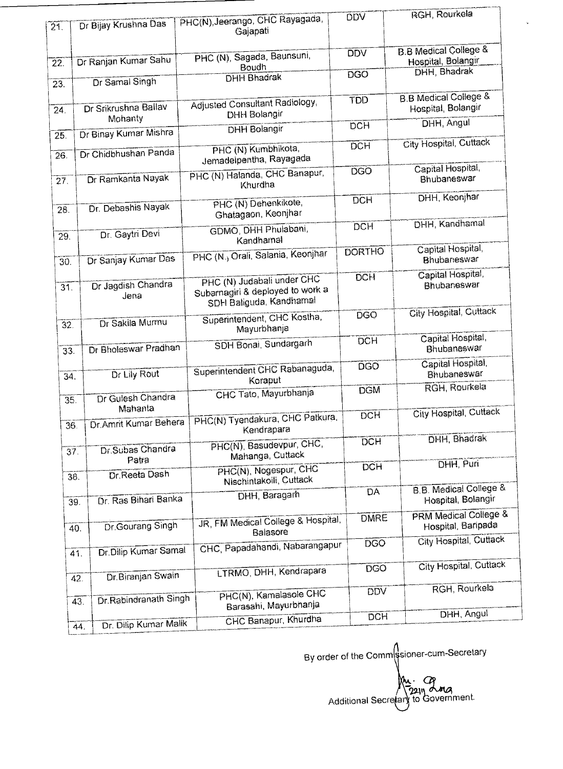| | | | | |
|---|---|---|---|---|
| 21. | Dr Bijay Krushna Das | PHC(N),Jeerango, CHC Rayagada, Gajapati | DDV | RGH, Rourkela |
| 22. | Dr Ranjan Kumar Sahu | PHC (N), Sagada, Baunsuni, Boudh | DDV | B.B Medical College & Hospital, Bolangir |
| 23. | Dr Samai Singh | DHH Bhadrak | DGO | DHH, Bhadrak |
| 24. | Dr Srikrushna Ballav Mohanty | Adjusted Consultant Radiology, DHH Bolangir | TDD | B.B Medical College & Hospital, Bolangir |
| 25. | Dr Binay Kumar Mishra | DHH Bolangir | DCH | DHH, Angul |
| 26. | Dr Chidbhushan Panda | PHC (N) Kumbhikota, Jemadeipentha, Rayagada | DCH | City Hospital, Cuttack |
| 27. | Dr Ramkanta Nayak | PHC (N) Halanda, CHC Banapur, Khurdha | DGO | Capital Hospital, Bhubaneswar |
| 28. | Dr. Debashis Nayak | PHC (N) Dehenkikote, Ghatagaon, Keonjhar | DCH | DHH, Keonjhar |
| 29. | Dr. Gaytri Devi | GDMO, DHH Phulabani, Kandhamal | DCH | DHH, Kandhamal |
| 30. | Dr Sanjay Kumar Das | PHC (N., Orali, Salania, Keonjhar | DORTHO | Capital Hospital, Bhubaneswar |
| 31. | Dr Jagdish Chandra Jena | PHC (N) Judabali under CHC Subarnagiri & deployed to work a SDH Baliguda, Kandhamal | DCH | Capital Hospital, Bhubaneswar |
| 32. | Dr Sakila Murmu | Superintendent, CHC Kostha, Mayurbhanja | DGO | City Hospital, Cuttack |
| 33. | Dr Bholeswar Pradhan | SDH Bonai, Sundargarh | DCH | Capital Hospital, Bhubaneswar |
| 34. | Dr Lily Rout | Superintendent CHC Rabanaguda, Koraput | DGO | Capital Hospital, Bhubaneswar |
| 35. | Dr Gulesh Chandra Mahanta | CHC Tato, Mayurbhanja | DGM | RGH, Rourkela |
| 36. | Dr.Amrit Kumar Behera | PHC(N) Tyendakura, CHC Patkura, Kendrapara | DCH | City Hospital, Cuttack |
| 37. | Dr.Subas Chandra Patra | PHC(N), Basudevpur, CHC, Mahanga, Cuttack | DCH | DHH, Bhadrak |
| 38. | Dr.Reeta Dash | PHC(N), Nogespur, CHC Nischintakoili, Cuttack | DCH | DHH, Puri |
| 39. | Dr. Ras Bihari Banka | DHH, Baragarh | DA | B.B. Medical College & Hospital, Bolangir |
| 40. | Dr.Gourang Singh | JR, FM Medical College & Hospital, Balasore | DMRE | PRM Medical College & Hospital, Baripada |
| 41. | Dr.Dilip Kumar Samal | CHC, Papadahandi, Nabarangapur | DGO | City Hospital, Cuttack |
| 42. | Dr.Biranjan Swain | LTRMO, DHH, Kendrapara | DGO | City Hospital, Cuttack |
| 43. | Dr.Rabindranath Singh | PHC(N), Kamalasole CHC Barasahi, Mayurbhanja | DDV | RGH, Rourkela |
| 44. | Dr. Dilip Kumar Malik | CHC Banapur, Khurdha | DCH | DHH, Angul |

By order of the Commissioner-cum-Secretary

22/11

Additional Secretary to Government.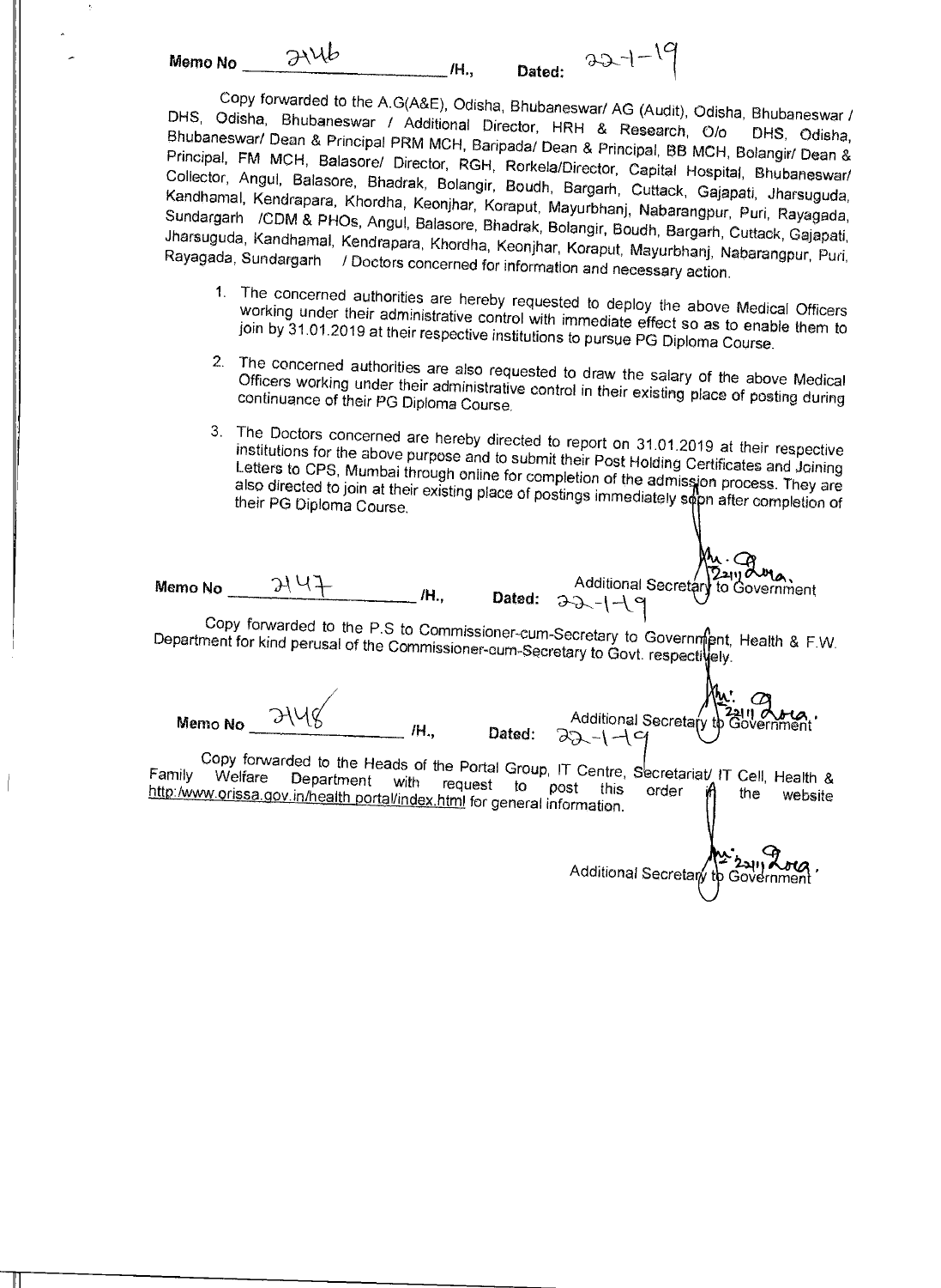Memo No 2146 /H., Dated: 22-1-19

Copy forwarded to the A.G(A&E), Odisha, Bhubaneswar/ AG (Audit), Odisha, Bhubaneswar / DHS, Odisha, Bhubaneswar / Additional Director, HRH & Research, O/o DHS, Odisha, Bhubaneswar/ Dean & Principal PRM MCH, Baripada/ Dean & Principal, BB MCH, Bolangir/ Dean & Principal, FM MCH, Balasore/ Director, RGH, Rorkela/Director, Capital Hospital, Bhubaneswar/ Collector, Angul, Balasore, Bhadrak, Bolangir, Boudh, Bargarh, Cuttack, Gajapati, Jharsuguda, Kandhamal, Kendrapara, Khordha, Keonjhar, Koraput, Mayurbhanj, Nabarangpur, Puri, Rayagada, Sundargarh /CDM & PHOs, Angul, Balasore, Bhadrak, Bolangir, Boudh, Bargarh, Cuttack, Gajapati, Jharsuguda, Kandhamal, Kendrapara, Khordha, Keonjhar, Koraput, Mayurbhanj, Nabarangpur, Puri, Rayagada, Sundargarh / Doctors concerned for information and necessary action.

1. The concerned authorities are hereby requested to deploy the above Medical Officers working under their administrative control with immediate effect so as to enable them to join by 31.01.2019 at their respective institutions to pursue PG Diploma Course.
2. The concerned authorities are also requested to draw the salary of the above Medical Officers working under their administrative control in their existing place of posting during continuance of their PG Diploma Course.
3. The Doctors concerned are hereby directed to report on 31.01.2019 at their respective institutions for the above purpose and to submit their Post Holding Certificates and Joining Letters to CPS, Mumbai through online for completion of the admission process. They are also directed to join at their existing place of postings immediately soon after completion of their PG Diploma Course.

Additional Secretary to Government

Memo No 2147 /H., Dated: 22-1-19

Copy forwarded to the P.S to Commissioner-cum-Secretary to Government, Health & F.W. Department for kind perusal of the Commissioner-cum-Secretary to Govt. respectively.

Additional Secretary to Government

Memo No 2148 /H., Dated: 22-1-19

Copy forwarded to the Heads of the Portal Group, IT Centre, Secretariat/ IT Cell, Health & Family Welfare Department with request to post this order in the website http:/www.orissa.gov.in/health portal/index.html for general information.

Additional Secretary to Government